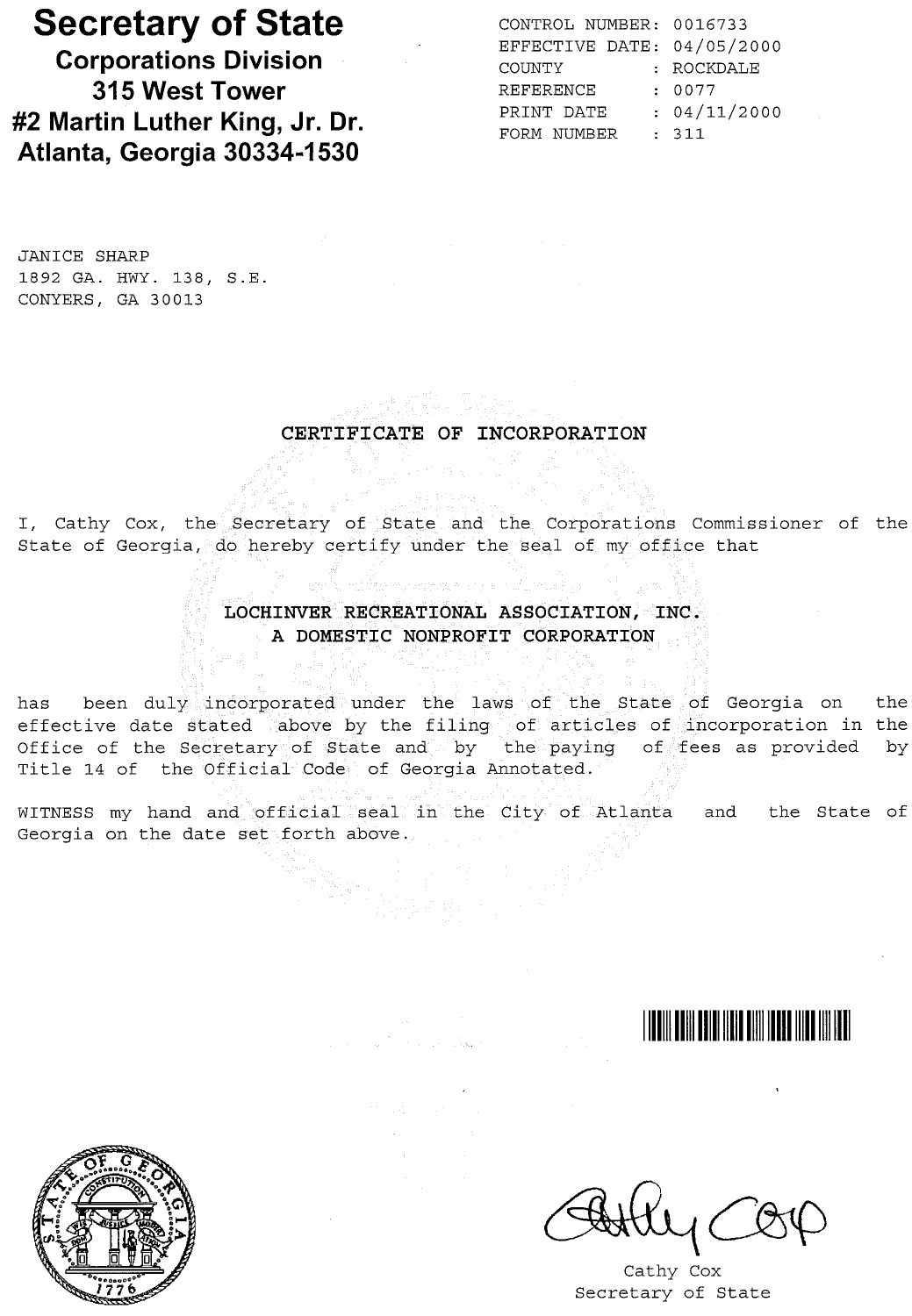# Secretary of State

**Corporations Division**
**315 West Tower**
**#2 Martin Luther King, Jr. Dr.**
**Atlanta, Georgia 30334-1530**

CONTROL NUMBER: 0016733
EFFECTIVE DATE: 04/05/2000
COUNTY : ROCKDALE
REFERENCE : 0077
PRINT DATE : 04/11/2000
FORM NUMBER : 311

JANICE SHARP
1892 GA. HWY. 138, S.E.
CONYERS, GA 30013

## CERTIFICATE OF INCORPORATION

I, Cathy Cox, the Secretary of State and the Corporations Commissioner of the State of Georgia, do hereby certify under the seal of my office that

**LOCHINVER RECREATIONAL ASSOCIATION, INC.**
**A DOMESTIC NONPROFIT CORPORATION**

has been duly incorporated under the laws of the State of Georgia on the effective date stated above by the filing of articles of incorporation in the Office of the Secretary of State and by the paying of fees as provided by Title 14 of the Official Code of Georgia Annotated.

WITNESS my hand and official seal in the City of Atlanta and the State of Georgia on the date set forth above.

Cathy Cox
Secretary of State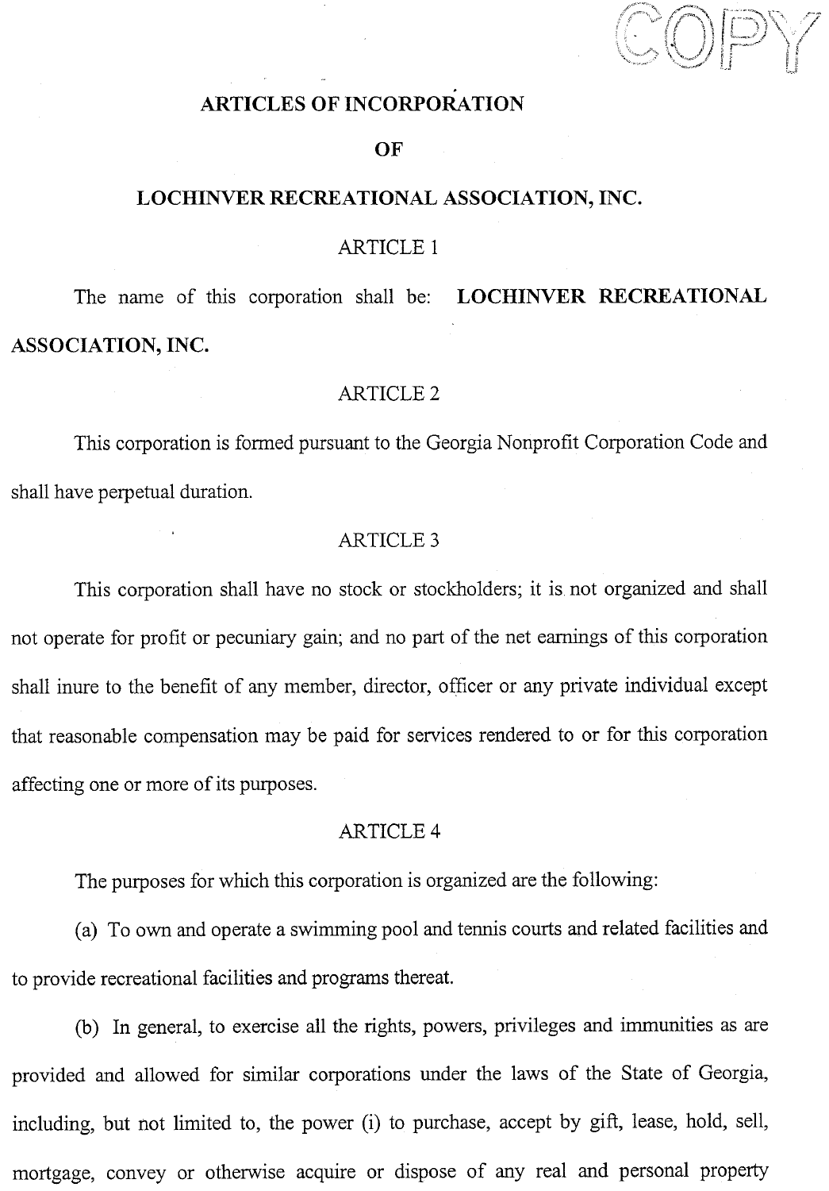# ARTICLES OF INCORPORATION

# OF

# LOCHINVER RECREATIONAL ASSOCIATION, INC.

## ARTICLE 1

The name of this corporation shall be: **LOCHINVER RECREATIONAL ASSOCIATION, INC.**

## ARTICLE 2

This corporation is formed pursuant to the Georgia Nonprofit Corporation Code and shall have perpetual duration.

## ARTICLE 3

This corporation shall have no stock or stockholders; it is not organized and shall not operate for profit or pecuniary gain; and no part of the net earnings of this corporation shall inure to the benefit of any member, director, officer or any private individual except that reasonable compensation may be paid for services rendered to or for this corporation affecting one or more of its purposes.

## ARTICLE 4

The purposes for which this corporation is organized are the following:

(a) To own and operate a swimming pool and tennis courts and related facilities and to provide recreational facilities and programs thereat.

(b) In general, to exercise all the rights, powers, privileges and immunities as are provided and allowed for similar corporations under the laws of the State of Georgia, including, but not limited to, the power (i) to purchase, accept by gift, lease, hold, sell, mortgage, convey or otherwise acquire or dispose of any real and personal property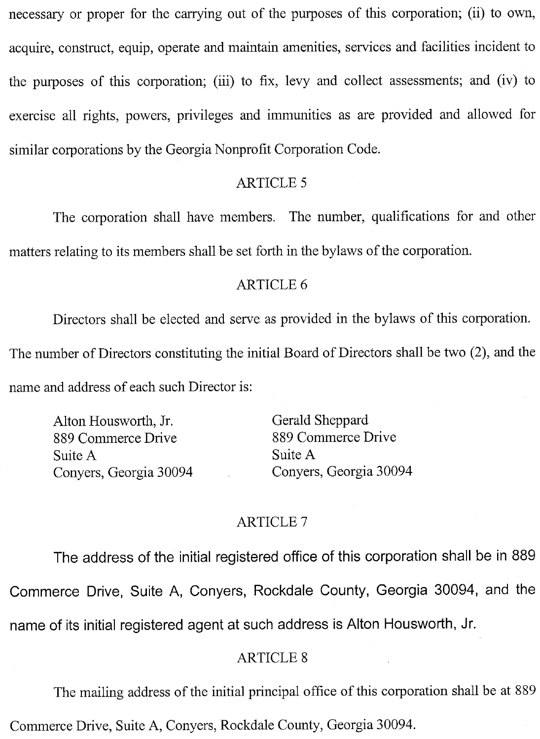necessary or proper for the carrying out of the purposes of this corporation; (ii) to own, acquire, construct, equip, operate and maintain amenities, services and facilities incident to the purposes of this corporation; (iii) to fix, levy and collect assessments; and (iv) to exercise all rights, powers, privileges and immunities as are provided and allowed for similar corporations by the Georgia Nonprofit Corporation Code.

### ARTICLE 5

The corporation shall have members. The number, qualifications for and other matters relating to its members shall be set forth in the bylaws of the corporation.

### ARTICLE 6

Directors shall be elected and serve as provided in the bylaws of this corporation. The number of Directors constituting the initial Board of Directors shall be two (2), and the name and address of each such Director is:

Alton Housworth, Jr.
889 Commerce Drive
Suite A
Conyers, Georgia 30094

Gerald Sheppard
889 Commerce Drive
Suite A
Conyers, Georgia 30094

### ARTICLE 7

The address of the initial registered office of this corporation shall be in 889 Commerce Drive, Suite A, Conyers, Rockdale County, Georgia 30094, and the name of its initial registered agent at such address is Alton Housworth, Jr.

### ARTICLE 8

The mailing address of the initial principal office of this corporation shall be at 889 Commerce Drive, Suite A, Conyers, Rockdale County, Georgia 30094.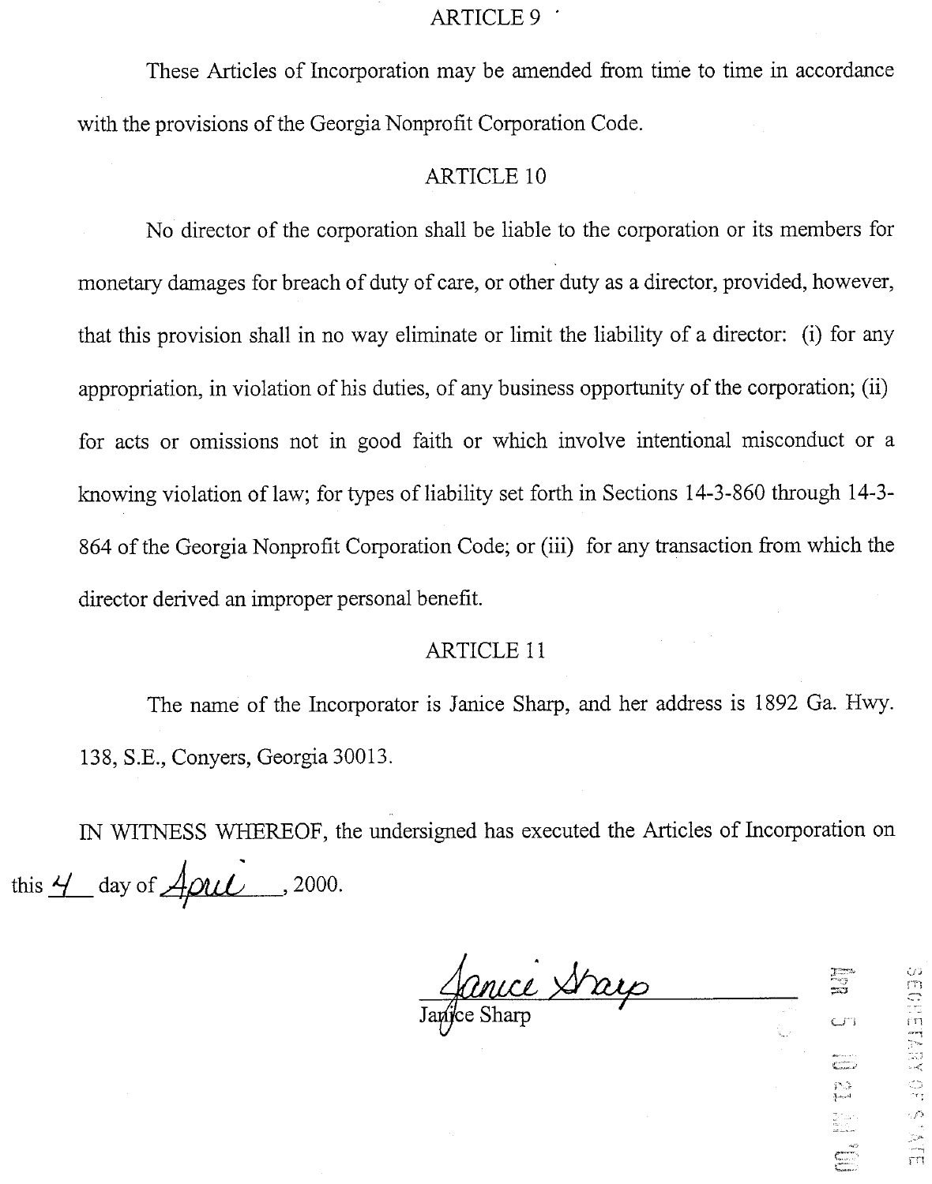ARTICLE 9

These Articles of Incorporation may be amended from time to time in accordance with the provisions of the Georgia Nonprofit Corporation Code.

ARTICLE 10

No director of the corporation shall be liable to the corporation or its members for monetary damages for breach of duty of care, or other duty as a director, provided, however, that this provision shall in no way eliminate or limit the liability of a director: (i) for any appropriation, in violation of his duties, of any business opportunity of the corporation; (ii) for acts or omissions not in good faith or which involve intentional misconduct or a knowing violation of law; for types of liability set forth in Sections 14-3-860 through 14-3-864 of the Georgia Nonprofit Corporation Code; or (iii) for any transaction from which the director derived an improper personal benefit.

ARTICLE 11

The name of the Incorporator is Janice Sharp, and her address is 1892 Ga. Hwy. 138, S.E., Conyers, Georgia 30013.

IN WITNESS WHEREOF, the undersigned has executed the Articles of Incorporation on this 4 day of April, 2000.

Janice Sharp

Janice Sharp

SECRETARY OF STATE

APR 5 10 21 AM '00